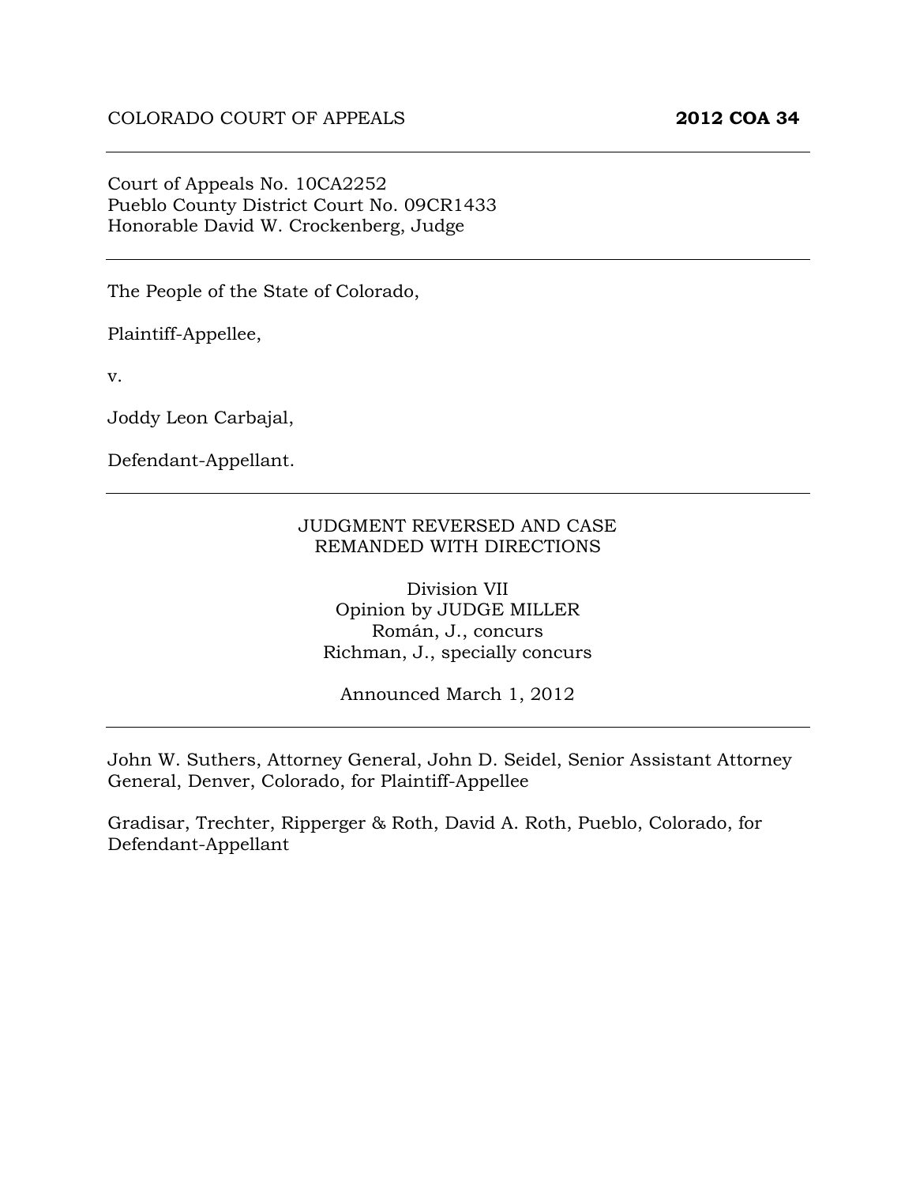COLORADO COURT OF APPEALS **2012 COA 34**

---

Court of Appeals No. 10CA2252
Pueblo County District Court No. 09CR1433
Honorable David W. Crockenberg, Judge

---

The People of the State of Colorado,

Plaintiff-Appellee,

v.

Joddy Leon Carbajal,

Defendant-Appellant.

---

JUDGMENT REVERSED AND CASE REMANDED WITH DIRECTIONS

Division VII
Opinion by JUDGE MILLER
Román, J., concurs
Richman, J., specially concurs

Announced March 1, 2012

---

John W. Suthers, Attorney General, John D. Seidel, Senior Assistant Attorney General, Denver, Colorado, for Plaintiff-Appellee

Gradisar, Trechter, Ripperger & Roth, David A. Roth, Pueblo, Colorado, for Defendant-Appellant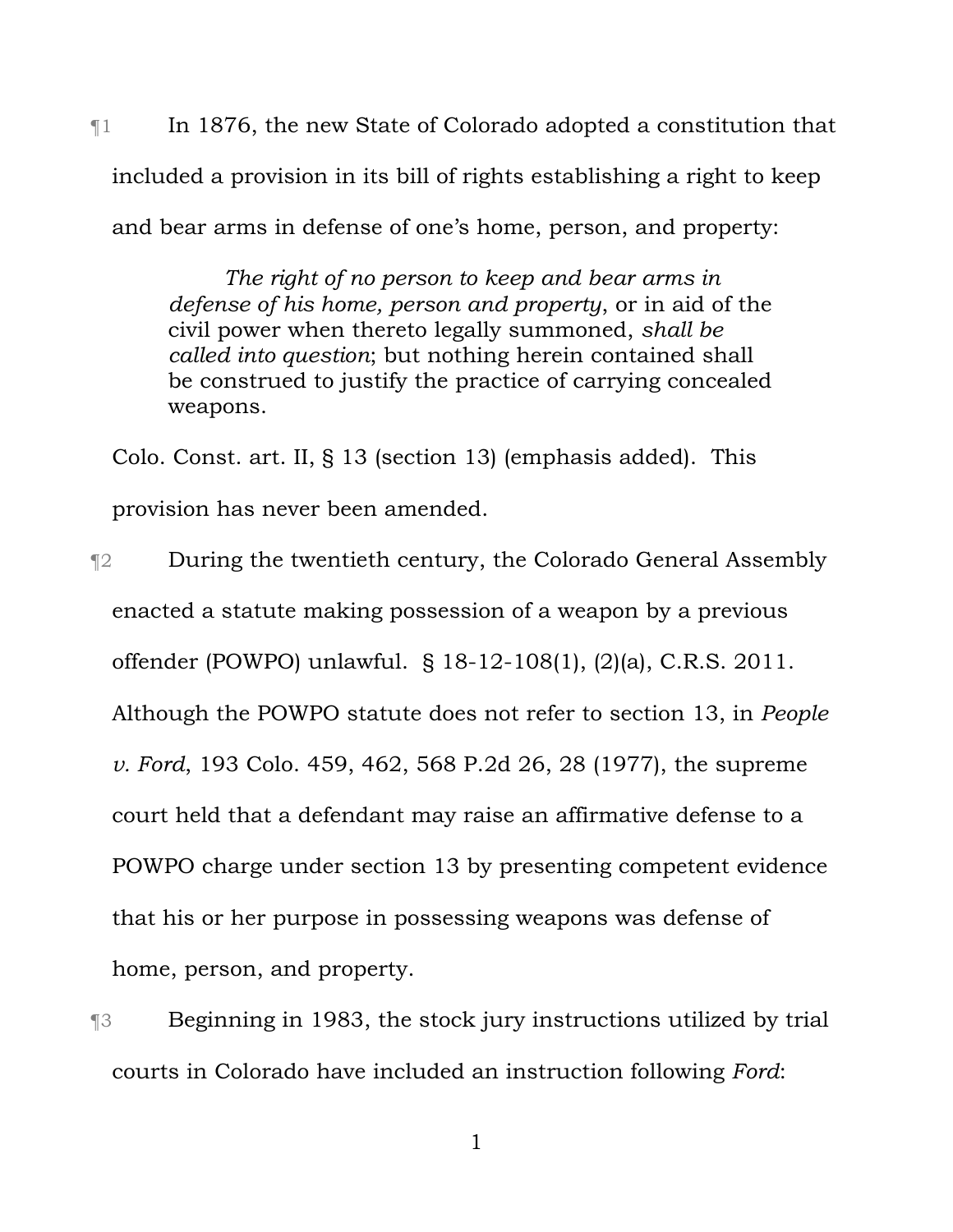¶1 In 1876, the new State of Colorado adopted a constitution that included a provision in its bill of rights establishing a right to keep and bear arms in defense of one's home, person, and property:

> *The right of no person to keep and bear arms in defense of his home, person and property*, or in aid of the civil power when thereto legally summoned, *shall be called into question*; but nothing herein contained shall be construed to justify the practice of carrying concealed weapons.

Colo. Const. art. II, § 13 (section 13) (emphasis added). This provision has never been amended.

¶2 During the twentieth century, the Colorado General Assembly enacted a statute making possession of a weapon by a previous offender (POWPO) unlawful. § 18-12-108(1), (2)(a), C.R.S. 2011. Although the POWPO statute does not refer to section 13, in *People v. Ford*, 193 Colo. 459, 462, 568 P.2d 26, 28 (1977), the supreme court held that a defendant may raise an affirmative defense to a POWPO charge under section 13 by presenting competent evidence that his or her purpose in possessing weapons was defense of home, person, and property.

¶3 Beginning in 1983, the stock jury instructions utilized by trial courts in Colorado have included an instruction following *Ford*: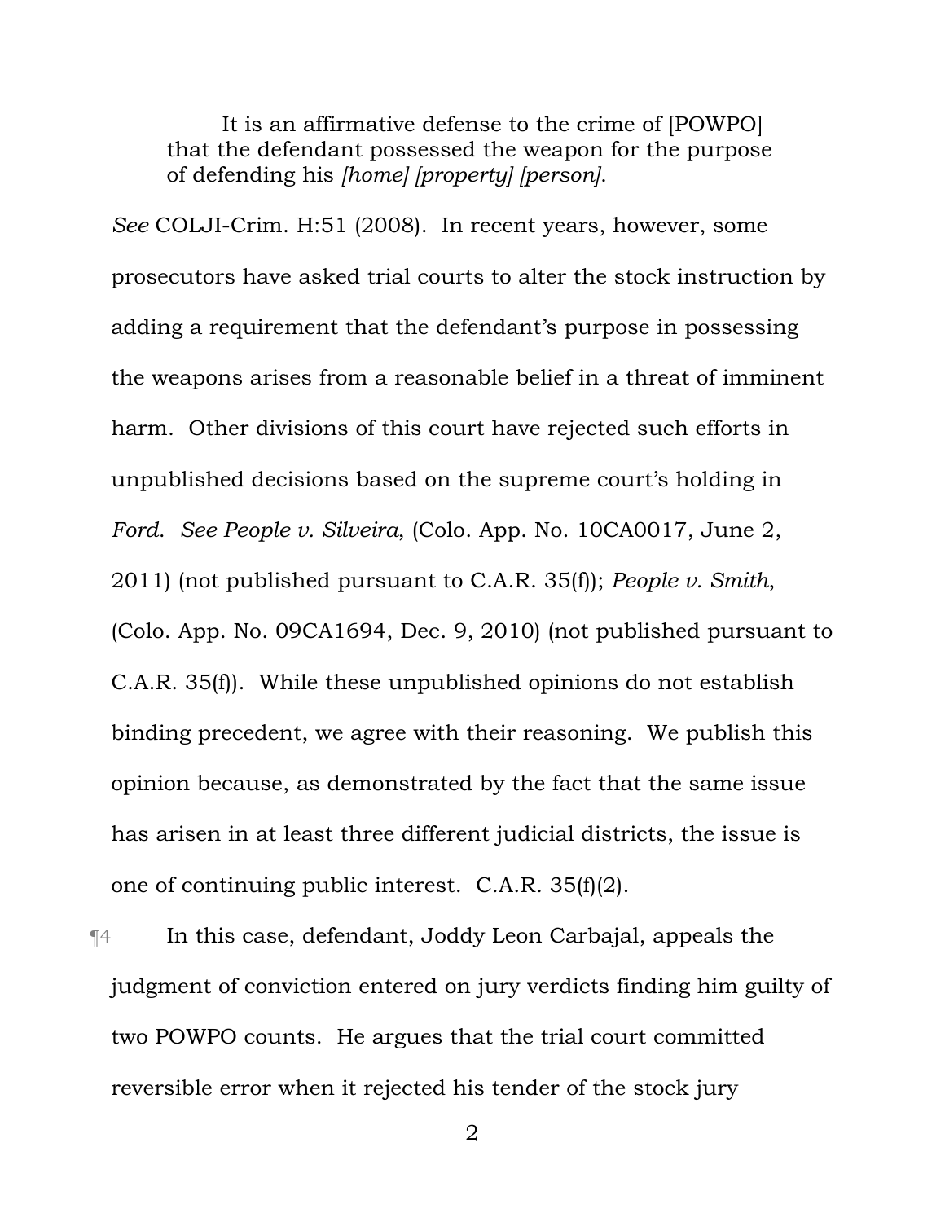> It is an affirmative defense to the crime of [POWPO] that the defendant possessed the weapon for the purpose of defending his *[home] [property] [person]*.

*See* COLJI-Crim. H:51 (2008). In recent years, however, some prosecutors have asked trial courts to alter the stock instruction by adding a requirement that the defendant's purpose in possessing the weapons arises from a reasonable belief in a threat of imminent harm. Other divisions of this court have rejected such efforts in unpublished decisions based on the supreme court's holding in *Ford*. *See People v. Silveira*, (Colo. App. No. 10CA0017, June 2, 2011) (not published pursuant to C.A.R. 35(f)); *People v. Smith*, (Colo. App. No. 09CA1694, Dec. 9, 2010) (not published pursuant to C.A.R. 35(f)). While these unpublished opinions do not establish binding precedent, we agree with their reasoning. We publish this opinion because, as demonstrated by the fact that the same issue has arisen in at least three different judicial districts, the issue is one of continuing public interest. C.A.R. 35(f)(2).

¶4 In this case, defendant, Joddy Leon Carbajal, appeals the judgment of conviction entered on jury verdicts finding him guilty of two POWPO counts. He argues that the trial court committed reversible error when it rejected his tender of the stock jury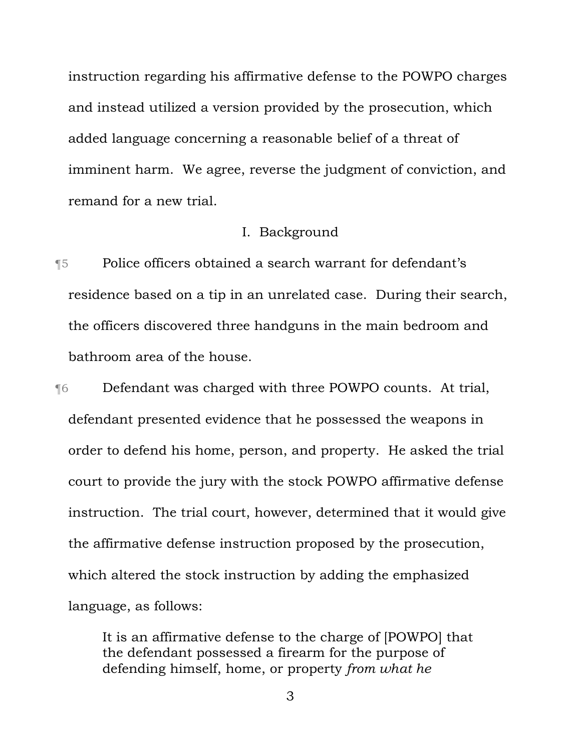instruction regarding his affirmative defense to the POWPO charges and instead utilized a version provided by the prosecution, which added language concerning a reasonable belief of a threat of imminent harm. We agree, reverse the judgment of conviction, and remand for a new trial.

## I. Background

¶5 Police officers obtained a search warrant for defendant's residence based on a tip in an unrelated case. During their search, the officers discovered three handguns in the main bedroom and bathroom area of the house.

¶6 Defendant was charged with three POWPO counts. At trial, defendant presented evidence that he possessed the weapons in order to defend his home, person, and property. He asked the trial court to provide the jury with the stock POWPO affirmative defense instruction. The trial court, however, determined that it would give the affirmative defense instruction proposed by the prosecution, which altered the stock instruction by adding the emphasized language, as follows:

> It is an affirmative defense to the charge of [POWPO] that the defendant possessed a firearm for the purpose of defending himself, home, or property *from what he*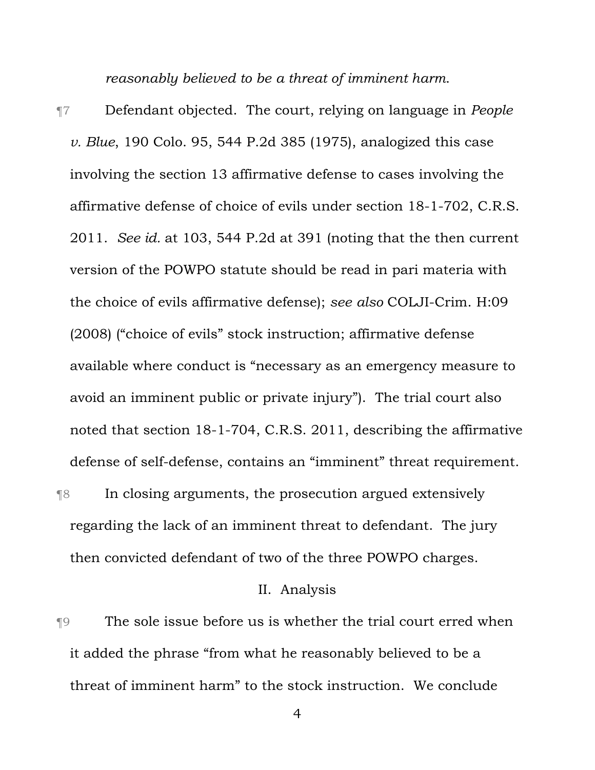*reasonably believed to be a threat of imminent harm.*

¶7 Defendant objected. The court, relying on language in *People v. Blue*, 190 Colo. 95, 544 P.2d 385 (1975), analogized this case involving the section 13 affirmative defense to cases involving the affirmative defense of choice of evils under section 18-1-702, C.R.S. 2011. *See id.* at 103, 544 P.2d at 391 (noting that the then current version of the POWPO statute should be read in pari materia with the choice of evils affirmative defense); *see also* COLJI-Crim. H:09 (2008) ("choice of evils" stock instruction; affirmative defense available where conduct is "necessary as an emergency measure to avoid an imminent public or private injury"). The trial court also noted that section 18-1-704, C.R.S. 2011, describing the affirmative defense of self-defense, contains an "imminent" threat requirement.

¶8 In closing arguments, the prosecution argued extensively regarding the lack of an imminent threat to defendant. The jury then convicted defendant of two of the three POWPO charges.

## II. Analysis

¶9 The sole issue before us is whether the trial court erred when it added the phrase "from what he reasonably believed to be a threat of imminent harm" to the stock instruction. We conclude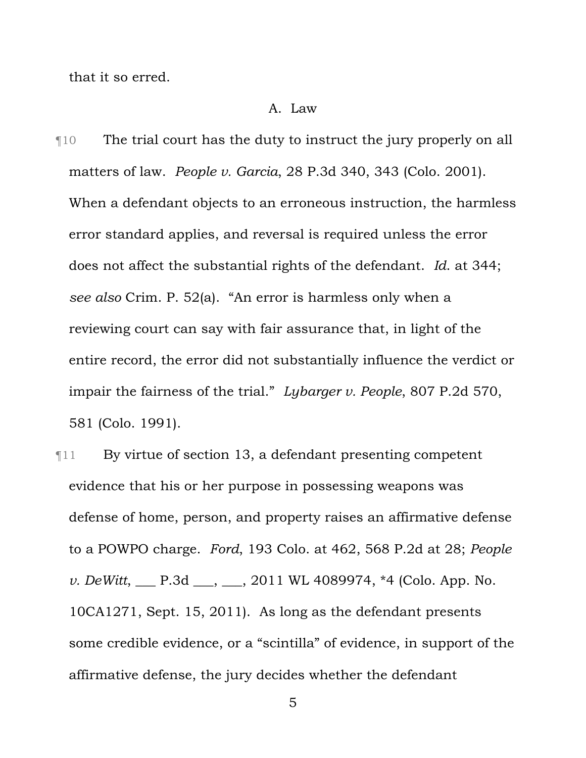that it so erred.

### A. Law

¶10 The trial court has the duty to instruct the jury properly on all matters of law. *People v. Garcia*, 28 P.3d 340, 343 (Colo. 2001). When a defendant objects to an erroneous instruction, the harmless error standard applies, and reversal is required unless the error does not affect the substantial rights of the defendant. *Id.* at 344; *see also* Crim. P. 52(a). "An error is harmless only when a reviewing court can say with fair assurance that, in light of the entire record, the error did not substantially influence the verdict or impair the fairness of the trial." *Lybarger v. People*, 807 P.2d 570, 581 (Colo. 1991).

¶11 By virtue of section 13, a defendant presenting competent evidence that his or her purpose in possessing weapons was defense of home, person, and property raises an affirmative defense to a POWPO charge. *Ford*, 193 Colo. at 462, 568 P.2d at 28; *People v. DeWitt*, ___ P.3d ___, ___, 2011 WL 4089974, *4 (Colo. App. No. 10CA1271, Sept. 15, 2011). As long as the defendant presents some credible evidence, or a "scintilla" of evidence, in support of the affirmative defense, the jury decides whether the defendant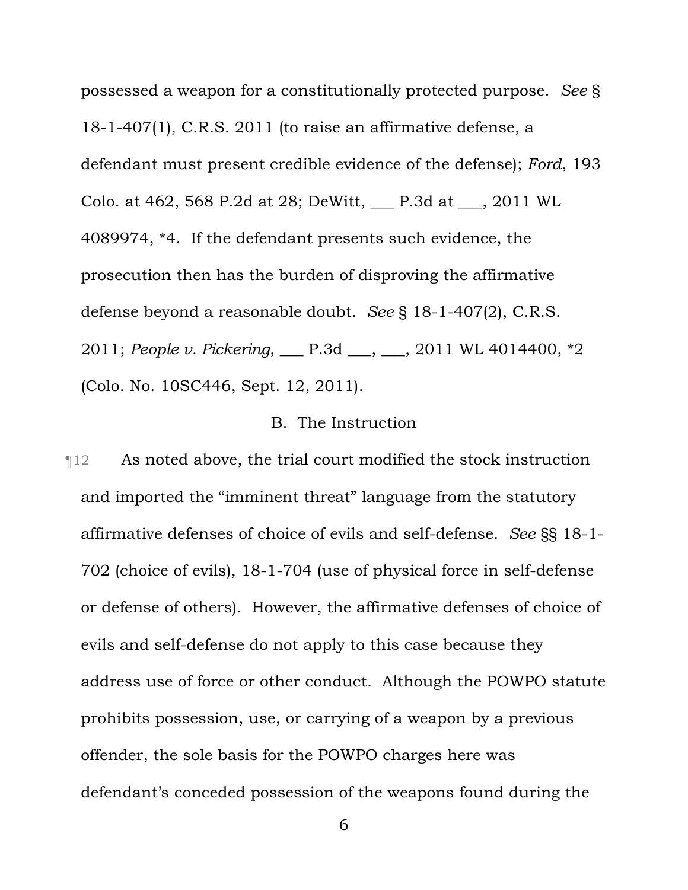possessed a weapon for a constitutionally protected purpose. *See* § 18-1-407(1), C.R.S. 2011 (to raise an affirmative defense, a defendant must present credible evidence of the defense); *Ford*, 193 Colo. at 462, 568 P.2d at 28; DeWitt, ___ P.3d at ___, 2011 WL 4089974, *4. If the defendant presents such evidence, the prosecution then has the burden of disproving the affirmative defense beyond a reasonable doubt. *See* § 18-1-407(2), C.R.S. 2011; *People v. Pickering*, ___ P.3d ___, ___, 2011 WL 4014400, *2 (Colo. No. 10SC446, Sept. 12, 2011).

### B. The Instruction

¶12 As noted above, the trial court modified the stock instruction and imported the "imminent threat" language from the statutory affirmative defenses of choice of evils and self-defense. *See* §§ 18-1-702 (choice of evils), 18-1-704 (use of physical force in self-defense or defense of others). However, the affirmative defenses of choice of evils and self-defense do not apply to this case because they address use of force or other conduct. Although the POWPO statute prohibits possession, use, or carrying of a weapon by a previous offender, the sole basis for the POWPO charges here was defendant's conceded possession of the weapons found during the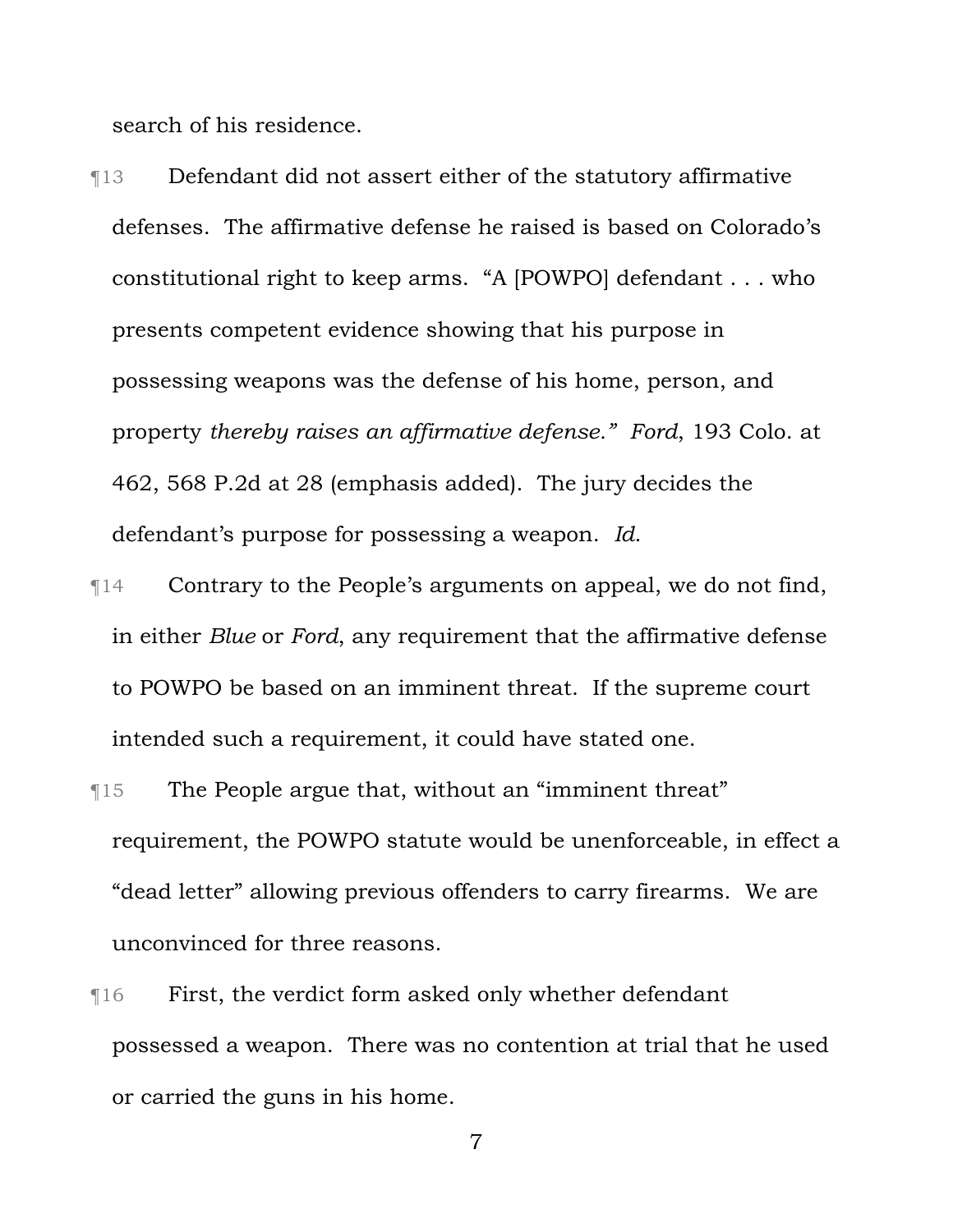search of his residence.

¶13 Defendant did not assert either of the statutory affirmative defenses. The affirmative defense he raised is based on Colorado's constitutional right to keep arms. "A [POWPO] defendant . . . who presents competent evidence showing that his purpose in possessing weapons was the defense of his home, person, and property *thereby raises an affirmative defense.*" *Ford*, 193 Colo. at 462, 568 P.2d at 28 (emphasis added). The jury decides the defendant's purpose for possessing a weapon. *Id*.

¶14 Contrary to the People's arguments on appeal, we do not find, in either *Blue* or *Ford*, any requirement that the affirmative defense to POWPO be based on an imminent threat. If the supreme court intended such a requirement, it could have stated one.

¶15 The People argue that, without an "imminent threat" requirement, the POWPO statute would be unenforceable, in effect a "dead letter" allowing previous offenders to carry firearms. We are unconvinced for three reasons.

¶16 First, the verdict form asked only whether defendant possessed a weapon. There was no contention at trial that he used or carried the guns in his home.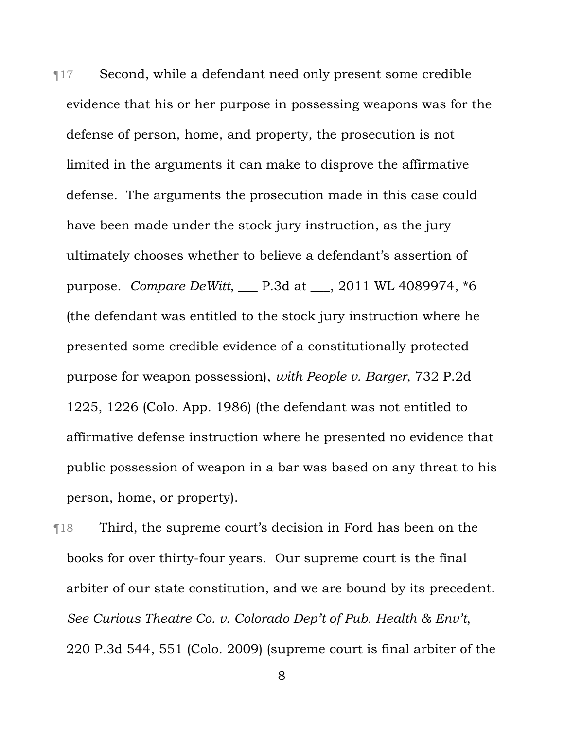¶17 Second, while a defendant need only present some credible evidence that his or her purpose in possessing weapons was for the defense of person, home, and property, the prosecution is not limited in the arguments it can make to disprove the affirmative defense. The arguments the prosecution made in this case could have been made under the stock jury instruction, as the jury ultimately chooses whether to believe a defendant's assertion of purpose. *Compare DeWitt*, ___ P.3d at ___, 2011 WL 4089974, *6 (the defendant was entitled to the stock jury instruction where he presented some credible evidence of a constitutionally protected purpose for weapon possession), *with People v. Barger*, 732 P.2d 1225, 1226 (Colo. App. 1986) (the defendant was not entitled to affirmative defense instruction where he presented no evidence that public possession of weapon in a bar was based on any threat to his person, home, or property).

¶18 Third, the supreme court's decision in Ford has been on the books for over thirty-four years. Our supreme court is the final arbiter of our state constitution, and we are bound by its precedent. *See Curious Theatre Co. v. Colorado Dep't of Pub. Health & Env't*, 220 P.3d 544, 551 (Colo. 2009) (supreme court is final arbiter of the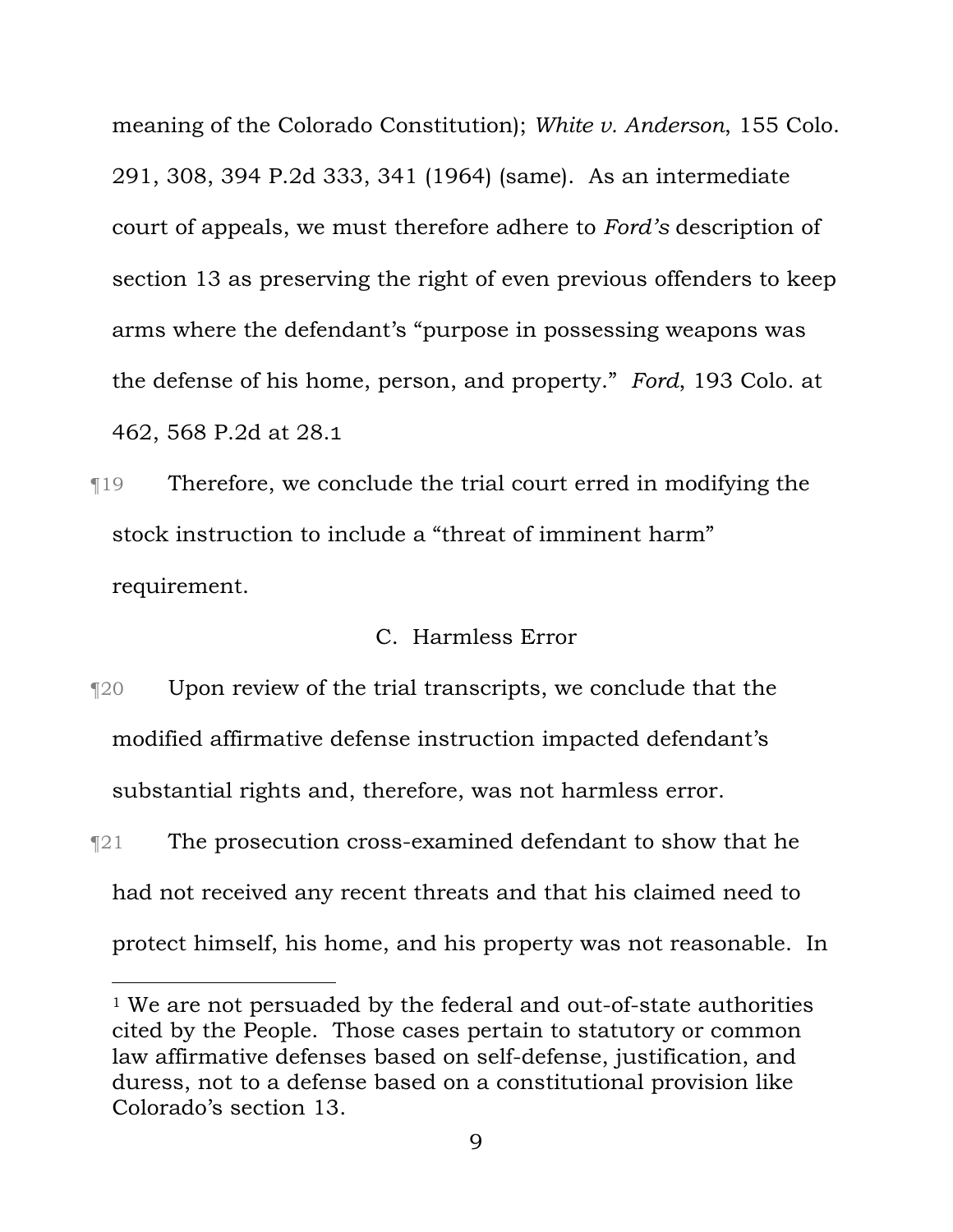meaning of the Colorado Constitution); *White v. Anderson*, 155 Colo. 291, 308, 394 P.2d 333, 341 (1964) (same). As an intermediate court of appeals, we must therefore adhere to *Ford's* description of section 13 as preserving the right of even previous offenders to keep arms where the defendant's "purpose in possessing weapons was the defense of his home, person, and property." *Ford*, 193 Colo. at 462, 568 P.2d at 28.[1]

¶19 Therefore, we conclude the trial court erred in modifying the stock instruction to include a "threat of imminent harm" requirement.

### C. Harmless Error

¶20 Upon review of the trial transcripts, we conclude that the modified affirmative defense instruction impacted defendant's substantial rights and, therefore, was not harmless error.

¶21 The prosecution cross-examined defendant to show that he had not received any recent threats and that his claimed need to protect himself, his home, and his property was not reasonable. In

---

[1] We are not persuaded by the federal and out-of-state authorities cited by the People. Those cases pertain to statutory or common law affirmative defenses based on self-defense, justification, and duress, not to a defense based on a constitutional provision like Colorado's section 13.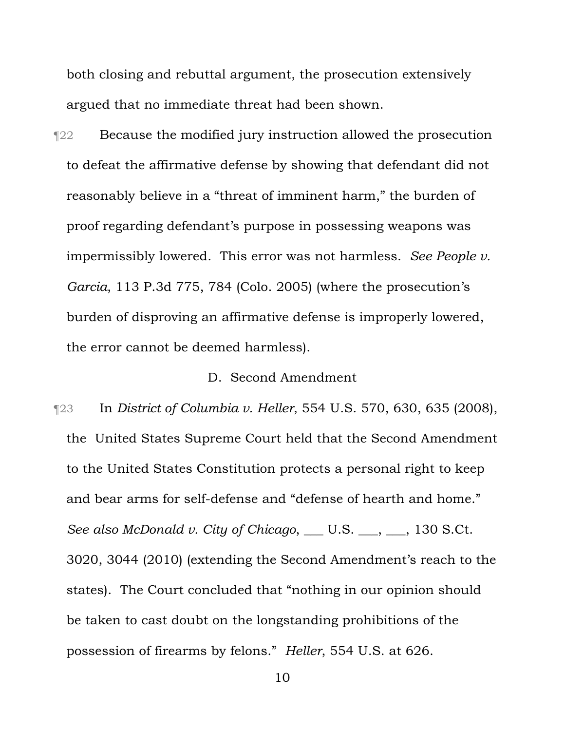both closing and rebuttal argument, the prosecution extensively argued that no immediate threat had been shown.

¶22 Because the modified jury instruction allowed the prosecution to defeat the affirmative defense by showing that defendant did not reasonably believe in a "threat of imminent harm," the burden of proof regarding defendant's purpose in possessing weapons was impermissibly lowered. This error was not harmless. *See People v. Garcia*, 113 P.3d 775, 784 (Colo. 2005) (where the prosecution's burden of disproving an affirmative defense is improperly lowered, the error cannot be deemed harmless).

### D. Second Amendment

¶23 In *District of Columbia v. Heller*, 554 U.S. 570, 630, 635 (2008), the United States Supreme Court held that the Second Amendment to the United States Constitution protects a personal right to keep and bear arms for self-defense and "defense of hearth and home." *See also McDonald v. City of Chicago*, ___ U.S. ___, ___, 130 S.Ct. 3020, 3044 (2010) (extending the Second Amendment's reach to the states). The Court concluded that "nothing in our opinion should be taken to cast doubt on the longstanding prohibitions of the possession of firearms by felons." *Heller*, 554 U.S. at 626.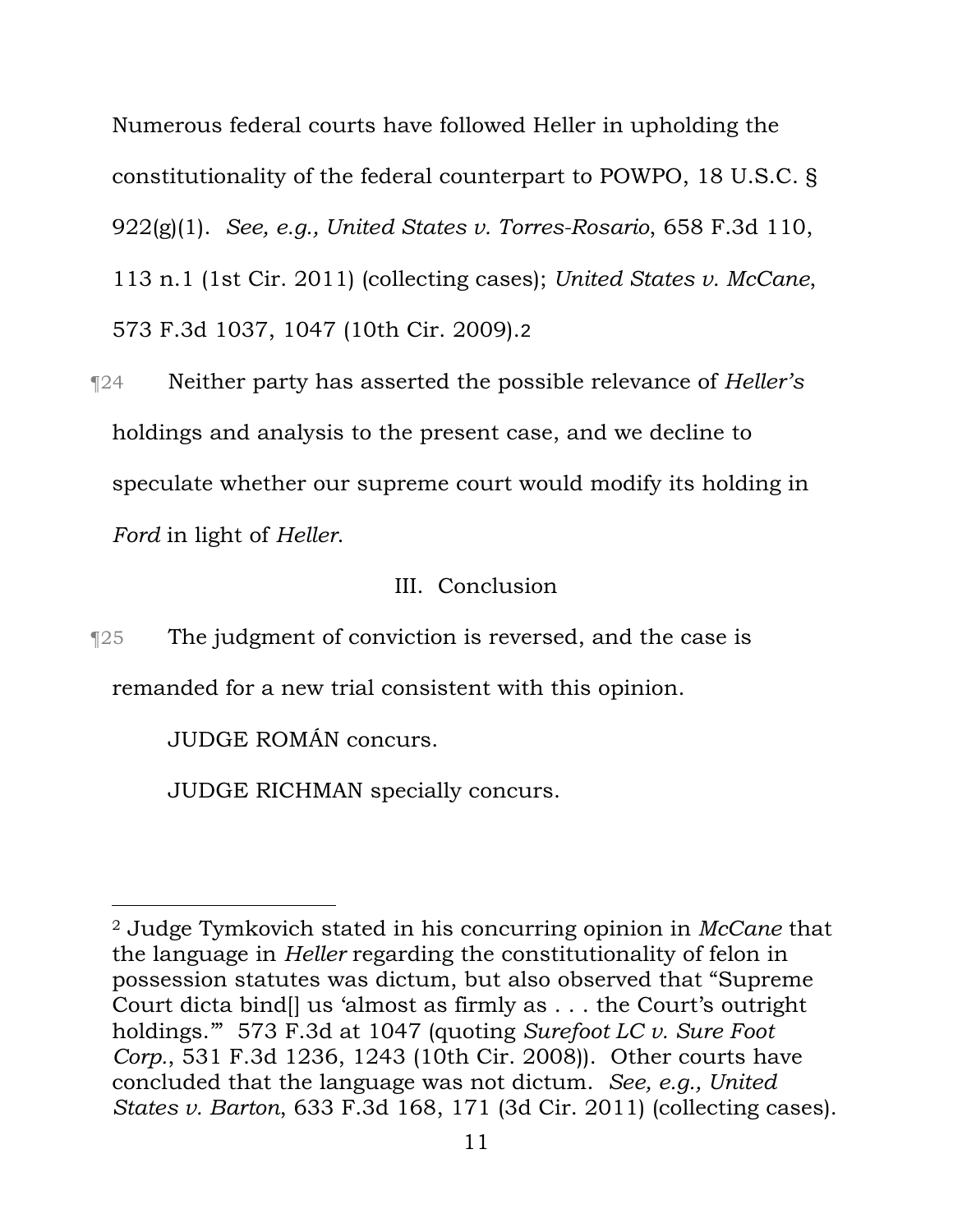Numerous federal courts have followed Heller in upholding the constitutionality of the federal counterpart to POWPO, 18 U.S.C. § 922(g)(1). *See, e.g., United States v. Torres-Rosario*, 658 F.3d 110, 113 n.1 (1st Cir. 2011) (collecting cases); *United States v. McCane*, 573 F.3d 1037, 1047 (10th Cir. 2009).[2]

¶24 Neither party has asserted the possible relevance of *Heller's* holdings and analysis to the present case, and we decline to speculate whether our supreme court would modify its holding in *Ford* in light of *Heller*.

III. Conclusion

¶25 The judgment of conviction is reversed, and the case is remanded for a new trial consistent with this opinion.

JUDGE ROMÁN concurs.

JUDGE RICHMAN specially concurs.

---

[2] Judge Tymkovich stated in his concurring opinion in *McCane* that the language in *Heller* regarding the constitutionality of felon in possession statutes was dictum, but also observed that "Supreme Court dicta bind[] us 'almost as firmly as . . . the Court's outright holdings.'" 573 F.3d at 1047 (quoting *Surefoot LC v. Sure Foot Corp.*, 531 F.3d 1236, 1243 (10th Cir. 2008)). Other courts have concluded that the language was not dictum. *See, e.g., United States v. Barton*, 633 F.3d 168, 171 (3d Cir. 2011) (collecting cases).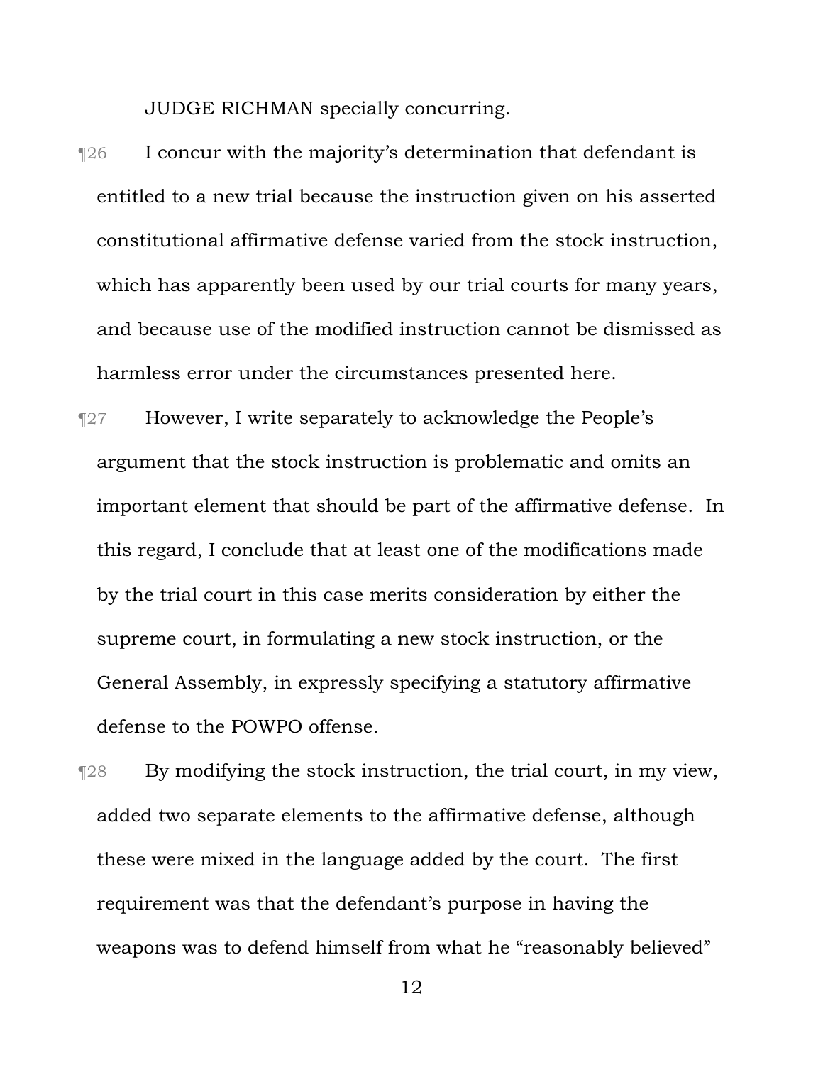JUDGE RICHMAN specially concurring.

¶26 I concur with the majority's determination that defendant is entitled to a new trial because the instruction given on his asserted constitutional affirmative defense varied from the stock instruction, which has apparently been used by our trial courts for many years, and because use of the modified instruction cannot be dismissed as harmless error under the circumstances presented here.

¶27 However, I write separately to acknowledge the People's argument that the stock instruction is problematic and omits an important element that should be part of the affirmative defense. In this regard, I conclude that at least one of the modifications made by the trial court in this case merits consideration by either the supreme court, in formulating a new stock instruction, or the General Assembly, in expressly specifying a statutory affirmative defense to the POWPO offense.

¶28 By modifying the stock instruction, the trial court, in my view, added two separate elements to the affirmative defense, although these were mixed in the language added by the court. The first requirement was that the defendant's purpose in having the weapons was to defend himself from what he "reasonably believed"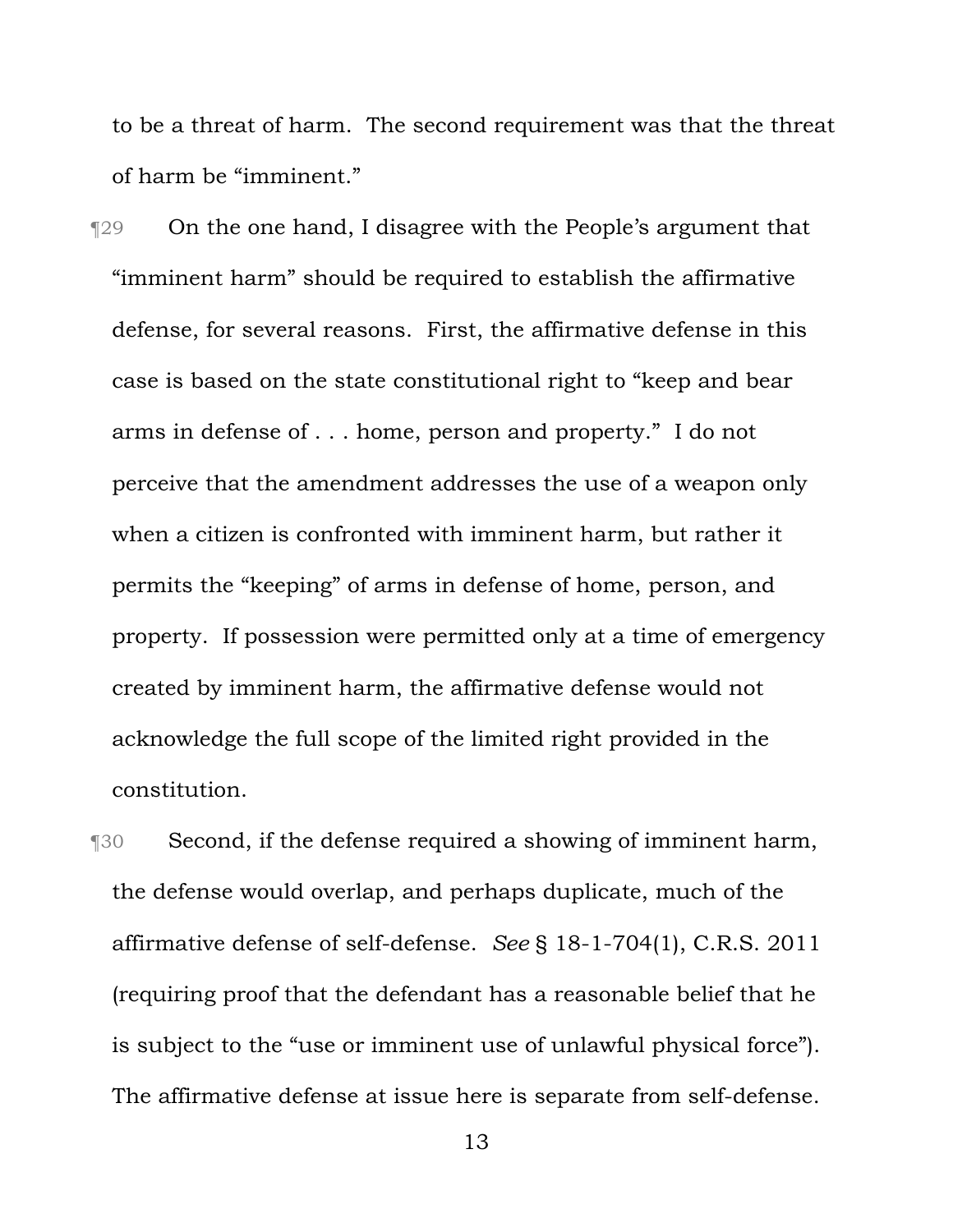to be a threat of harm. The second requirement was that the threat of harm be "imminent."

¶29 On the one hand, I disagree with the People's argument that "imminent harm" should be required to establish the affirmative defense, for several reasons. First, the affirmative defense in this case is based on the state constitutional right to "keep and bear arms in defense of . . . home, person and property." I do not perceive that the amendment addresses the use of a weapon only when a citizen is confronted with imminent harm, but rather it permits the "keeping" of arms in defense of home, person, and property. If possession were permitted only at a time of emergency created by imminent harm, the affirmative defense would not acknowledge the full scope of the limited right provided in the constitution.

¶30 Second, if the defense required a showing of imminent harm, the defense would overlap, and perhaps duplicate, much of the affirmative defense of self-defense. *See* § 18-1-704(1), C.R.S. 2011 (requiring proof that the defendant has a reasonable belief that he is subject to the "use or imminent use of unlawful physical force"). The affirmative defense at issue here is separate from self-defense.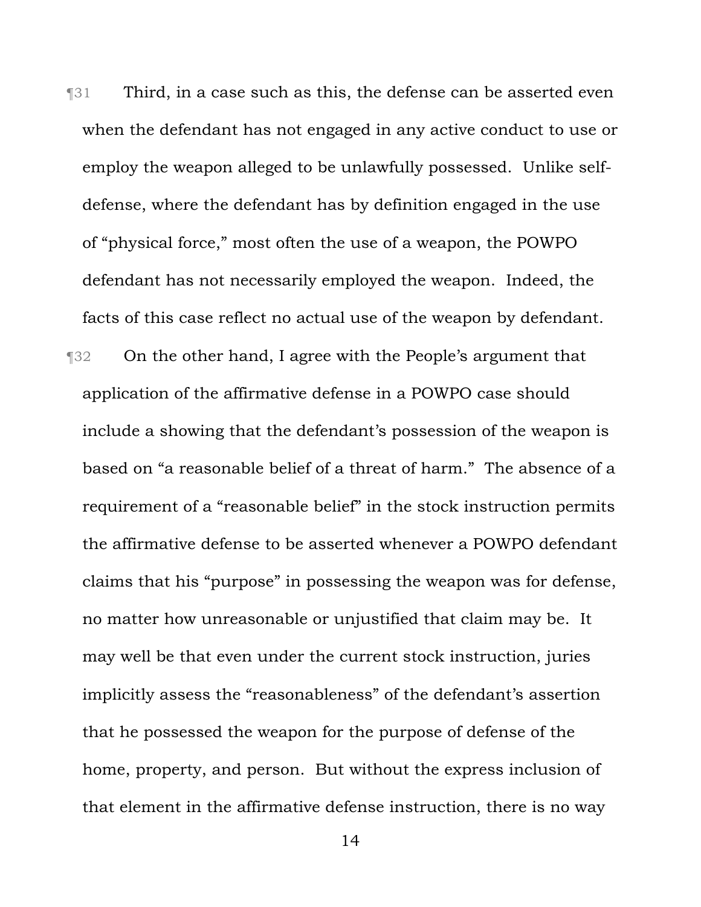¶31 Third, in a case such as this, the defense can be asserted even when the defendant has not engaged in any active conduct to use or employ the weapon alleged to be unlawfully possessed. Unlike self-defense, where the defendant has by definition engaged in the use of "physical force," most often the use of a weapon, the POWPO defendant has not necessarily employed the weapon. Indeed, the facts of this case reflect no actual use of the weapon by defendant.

¶32 On the other hand, I agree with the People's argument that application of the affirmative defense in a POWPO case should include a showing that the defendant's possession of the weapon is based on "a reasonable belief of a threat of harm." The absence of a requirement of a "reasonable belief" in the stock instruction permits the affirmative defense to be asserted whenever a POWPO defendant claims that his "purpose" in possessing the weapon was for defense, no matter how unreasonable or unjustified that claim may be. It may well be that even under the current stock instruction, juries implicitly assess the "reasonableness" of the defendant's assertion that he possessed the weapon for the purpose of defense of the home, property, and person. But without the express inclusion of that element in the affirmative defense instruction, there is no way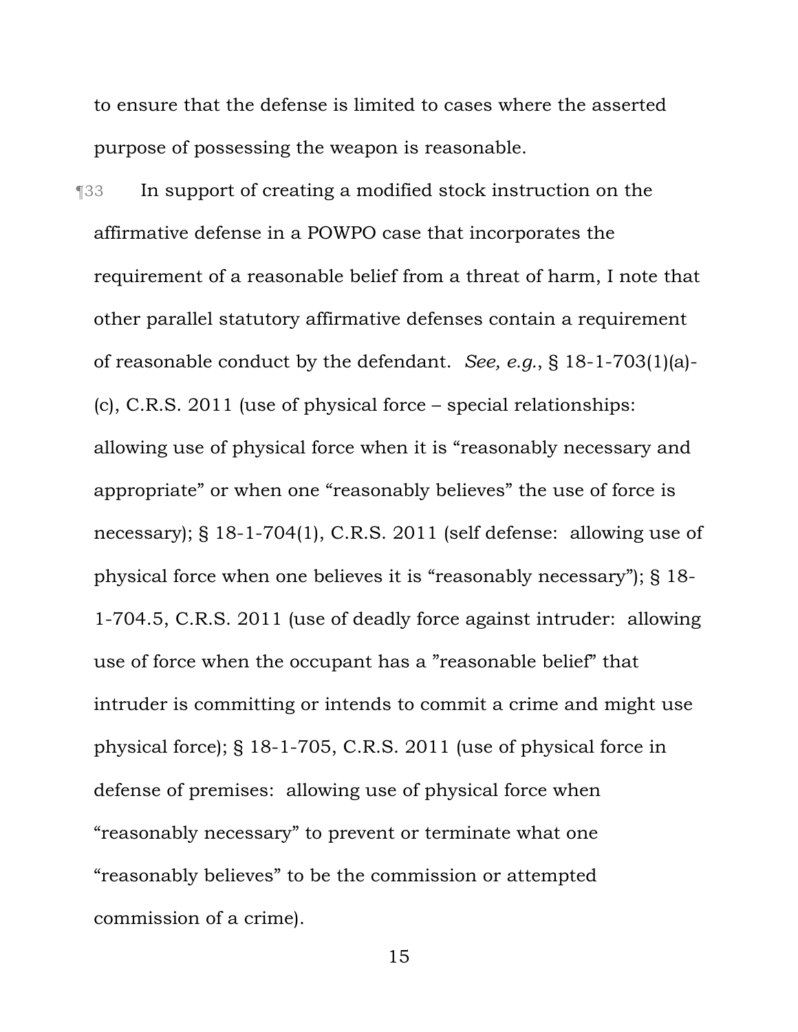to ensure that the defense is limited to cases where the asserted purpose of possessing the weapon is reasonable.

¶33 In support of creating a modified stock instruction on the affirmative defense in a POWPO case that incorporates the requirement of a reasonable belief from a threat of harm, I note that other parallel statutory affirmative defenses contain a requirement of reasonable conduct by the defendant. *See, e.g.*, § 18-1-703(1)(a)-(c), C.R.S. 2011 (use of physical force – special relationships: allowing use of physical force when it is "reasonably necessary and appropriate" or when one "reasonably believes" the use of force is necessary); § 18-1-704(1), C.R.S. 2011 (self defense: allowing use of physical force when one believes it is "reasonably necessary"); § 18-1-704.5, C.R.S. 2011 (use of deadly force against intruder: allowing use of force when the occupant has a "reasonable belief" that intruder is committing or intends to commit a crime and might use physical force); § 18-1-705, C.R.S. 2011 (use of physical force in defense of premises: allowing use of physical force when "reasonably necessary" to prevent or terminate what one "reasonably believes" to be the commission or attempted commission of a crime).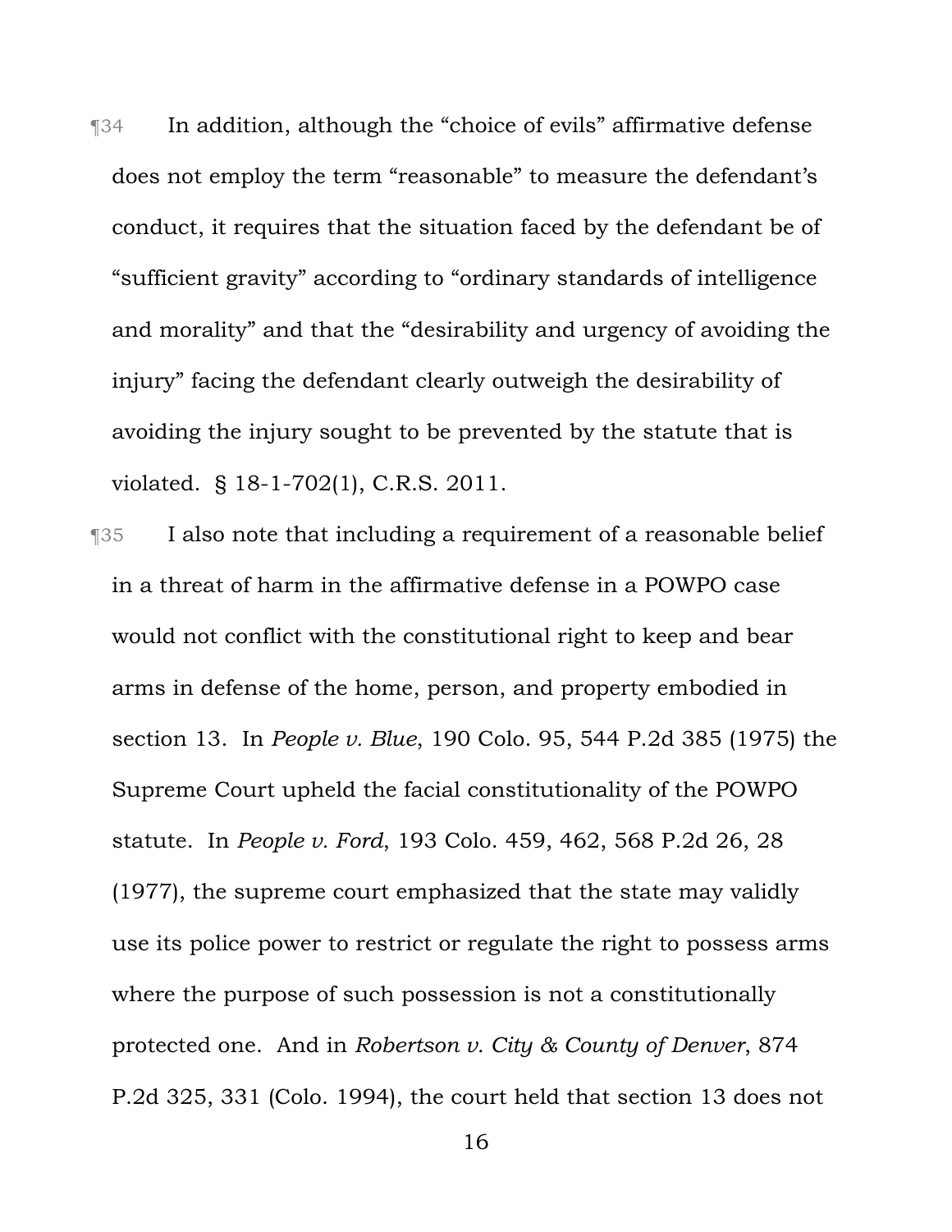¶34 In addition, although the "choice of evils" affirmative defense does not employ the term "reasonable" to measure the defendant's conduct, it requires that the situation faced by the defendant be of "sufficient gravity" according to "ordinary standards of intelligence and morality" and that the "desirability and urgency of avoiding the injury" facing the defendant clearly outweigh the desirability of avoiding the injury sought to be prevented by the statute that is violated. § 18-1-702(1), C.R.S. 2011.

¶35 I also note that including a requirement of a reasonable belief in a threat of harm in the affirmative defense in a POWPO case would not conflict with the constitutional right to keep and bear arms in defense of the home, person, and property embodied in section 13. In *People v. Blue*, 190 Colo. 95, 544 P.2d 385 (1975) the Supreme Court upheld the facial constitutionality of the POWPO statute. In *People v. Ford*, 193 Colo. 459, 462, 568 P.2d 26, 28 (1977), the supreme court emphasized that the state may validly use its police power to restrict or regulate the right to possess arms where the purpose of such possession is not a constitutionally protected one. And in *Robertson v. City & County of Denver*, 874 P.2d 325, 331 (Colo. 1994), the court held that section 13 does not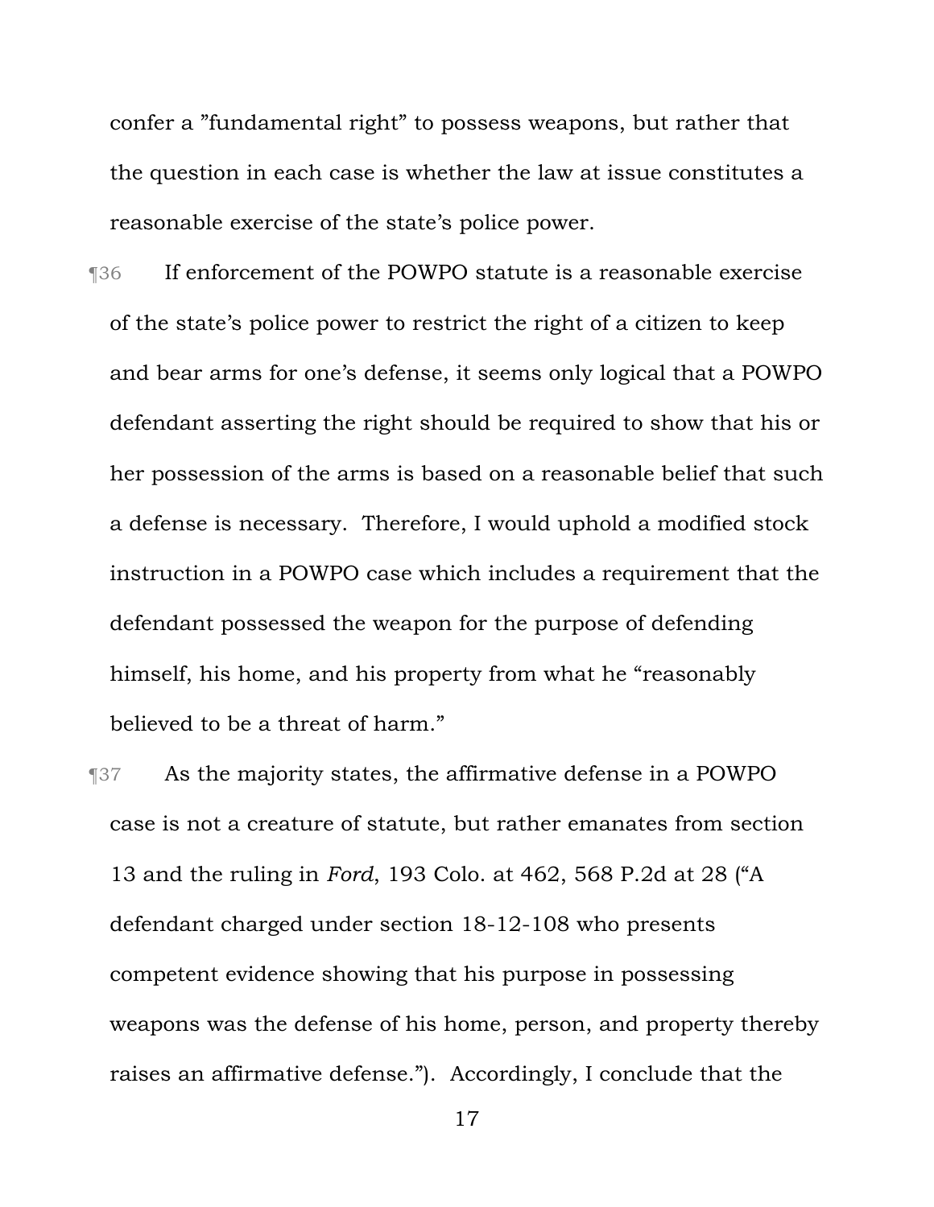confer a "fundamental right" to possess weapons, but rather that the question in each case is whether the law at issue constitutes a reasonable exercise of the state's police power.

¶36 If enforcement of the POWPO statute is a reasonable exercise of the state's police power to restrict the right of a citizen to keep and bear arms for one's defense, it seems only logical that a POWPO defendant asserting the right should be required to show that his or her possession of the arms is based on a reasonable belief that such a defense is necessary. Therefore, I would uphold a modified stock instruction in a POWPO case which includes a requirement that the defendant possessed the weapon for the purpose of defending himself, his home, and his property from what he "reasonably believed to be a threat of harm."

¶37 As the majority states, the affirmative defense in a POWPO case is not a creature of statute, but rather emanates from section 13 and the ruling in *Ford*, 193 Colo. at 462, 568 P.2d at 28 ("A defendant charged under section 18-12-108 who presents competent evidence showing that his purpose in possessing weapons was the defense of his home, person, and property thereby raises an affirmative defense."). Accordingly, I conclude that the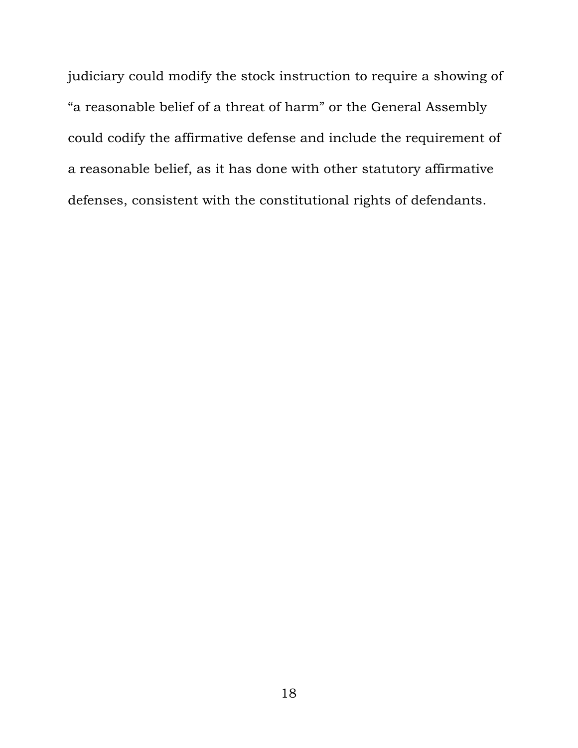judiciary could modify the stock instruction to require a showing of "a reasonable belief of a threat of harm" or the General Assembly could codify the affirmative defense and include the requirement of a reasonable belief, as it has done with other statutory affirmative defenses, consistent with the constitutional rights of defendants.